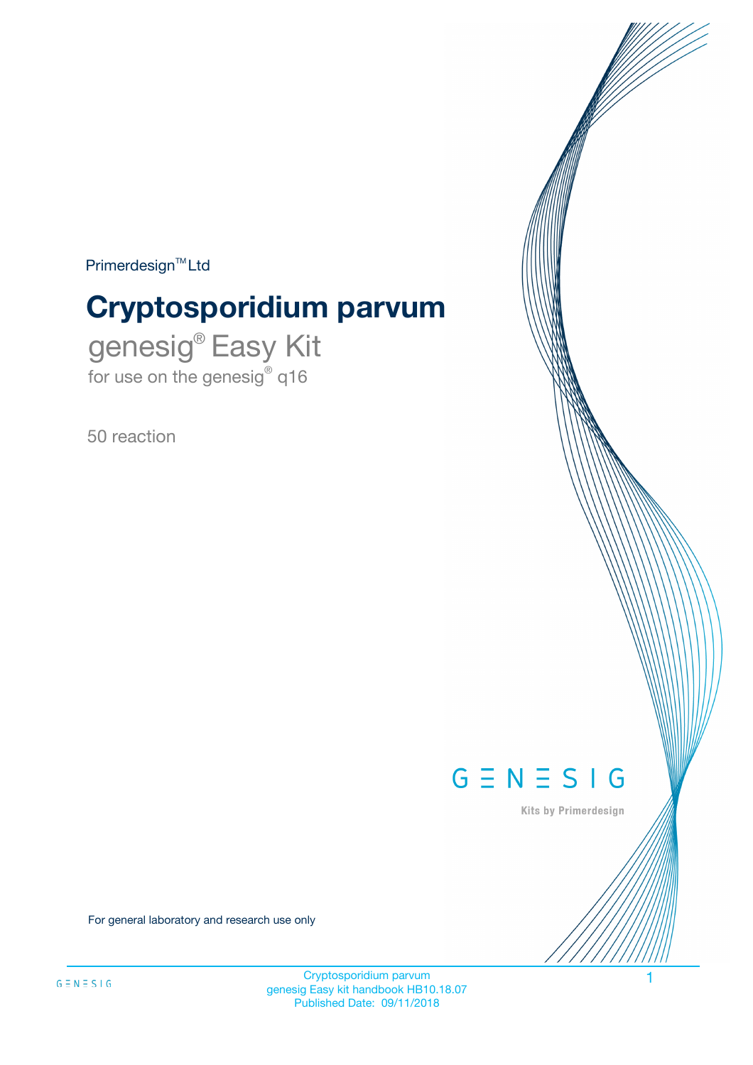Primerdesign™ Ltd

# Cryptosporidium parvum

## genesig® Easy Kit

for use on the genesig® q16

50 reaction

GENESIG

Kits by Primerdesign

For general laboratory and research use only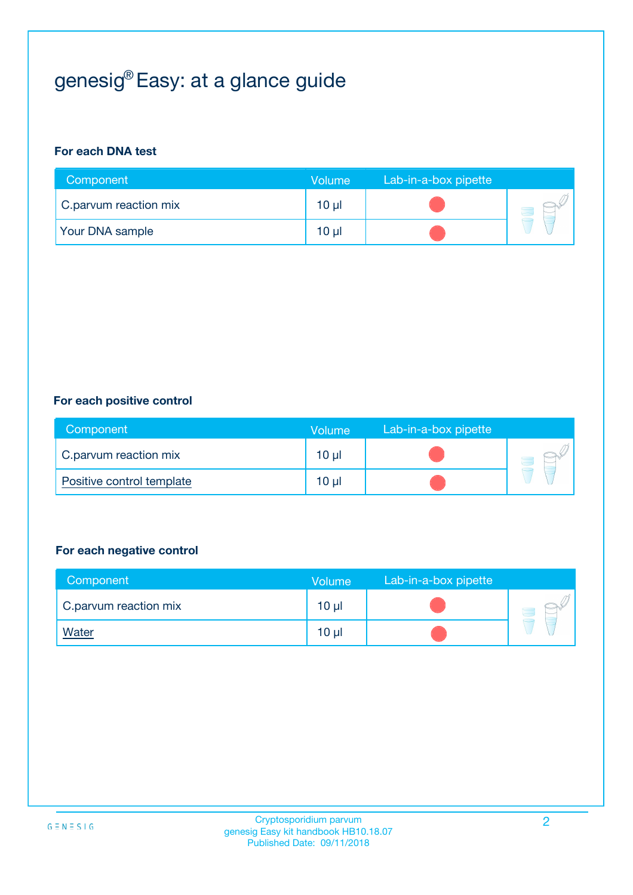# genesig® Easy: at a glance guide

**For each DNA test**

| Component | Volume | Lab-in-a-box pipette |
|---|---|---|
| C.parvum reaction mix | 10 µl | 🔴 |
| Your DNA sample | 10 µl | 🔴 |

**For each positive control**

| Component | Volume | Lab-in-a-box pipette |
|---|---|---|
| C.parvum reaction mix | 10 µl | 🔴 |
| Positive control template | 10 µl | 🔴 |

**For each negative control**

| Component | Volume | Lab-in-a-box pipette |
|---|---|---|
| C.parvum reaction mix | 10 µl | 🔴 |
| Water | 10 µl | 🔴 |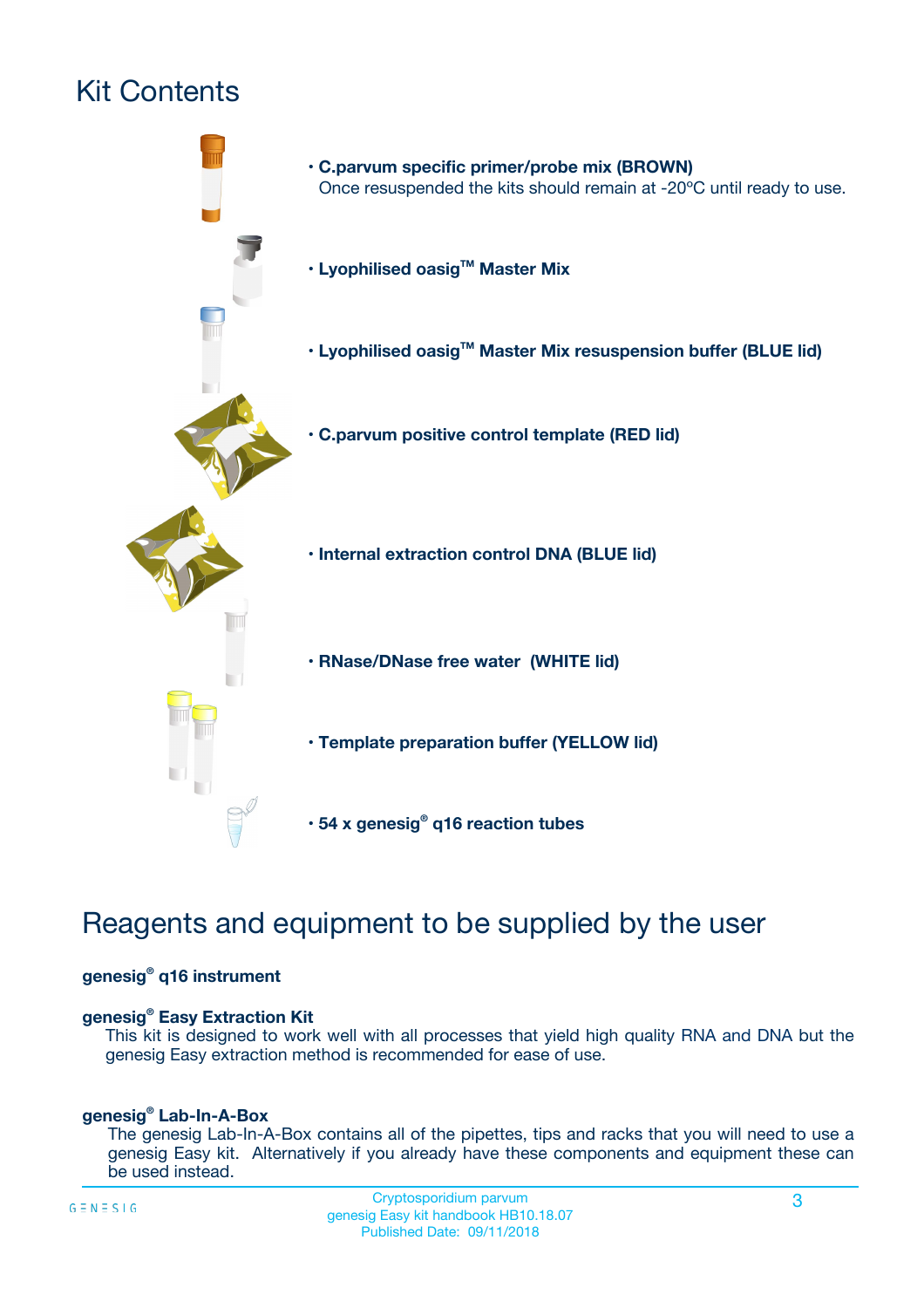# Kit Contents

- **C.parvum specific primer/probe mix (BROWN)**
  Once resuspended the kits should remain at -20ºC until ready to use.
- **Lyophilised oasig™ Master Mix**
- **Lyophilised oasig™ Master Mix resuspension buffer (BLUE lid)**
- **C.parvum positive control template (RED lid)**
- **Internal extraction control DNA (BLUE lid)**
- **RNase/DNase free water (WHITE lid)**
- **Template preparation buffer (YELLOW lid)**
- **54 x genesig® q16 reaction tubes**

# Reagents and equipment to be supplied by the user

**genesig® q16 instrument**

**genesig® Easy Extraction Kit**

This kit is designed to work well with all processes that yield high quality RNA and DNA but the genesig Easy extraction method is recommended for ease of use.

**genesig® Lab-In-A-Box**

The genesig Lab-In-A-Box contains all of the pipettes, tips and racks that you will need to use a genesig Easy kit. Alternatively if you already have these components and equipment these can be used instead.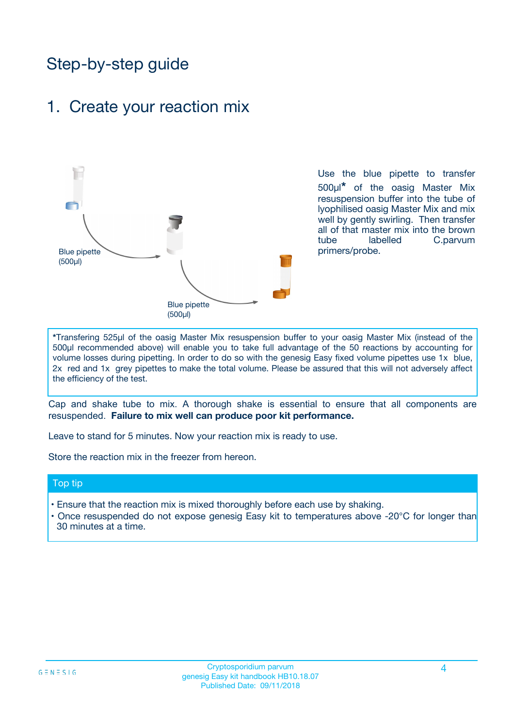# Step-by-step guide

## 1. Create your reaction mix

Blue pipette (500µl)

Blue pipette (500µl)

Use the blue pipette to transfer 500µl* of the oasig Master Mix resuspension buffer into the tube of lyophilised oasig Master Mix and mix well by gently swirling. Then transfer all of that master mix into the brown tube labelled C.parvum primers/probe.

*Transfering 525µl of the oasig Master Mix resuspension buffer to your oasig Master Mix (instead of the 500µl recommended above) will enable you to take full advantage of the 50 reactions by accounting for volume losses during pipetting. In order to do so with the genesig Easy fixed volume pipettes use 1x blue, 2x red and 1x grey pipettes to make the total volume. Please be assured that this will not adversely affect the efficiency of the test.

Cap and shake tube to mix. A thorough shake is essential to ensure that all components are resuspended. **Failure to mix well can produce poor kit performance.**

Leave to stand for 5 minutes. Now your reaction mix is ready to use.

Store the reaction mix in the freezer from hereon.

### Top tip

- Ensure that the reaction mix is mixed thoroughly before each use by shaking.
- Once resuspended do not expose genesig Easy kit to temperatures above -20°C for longer than 30 minutes at a time.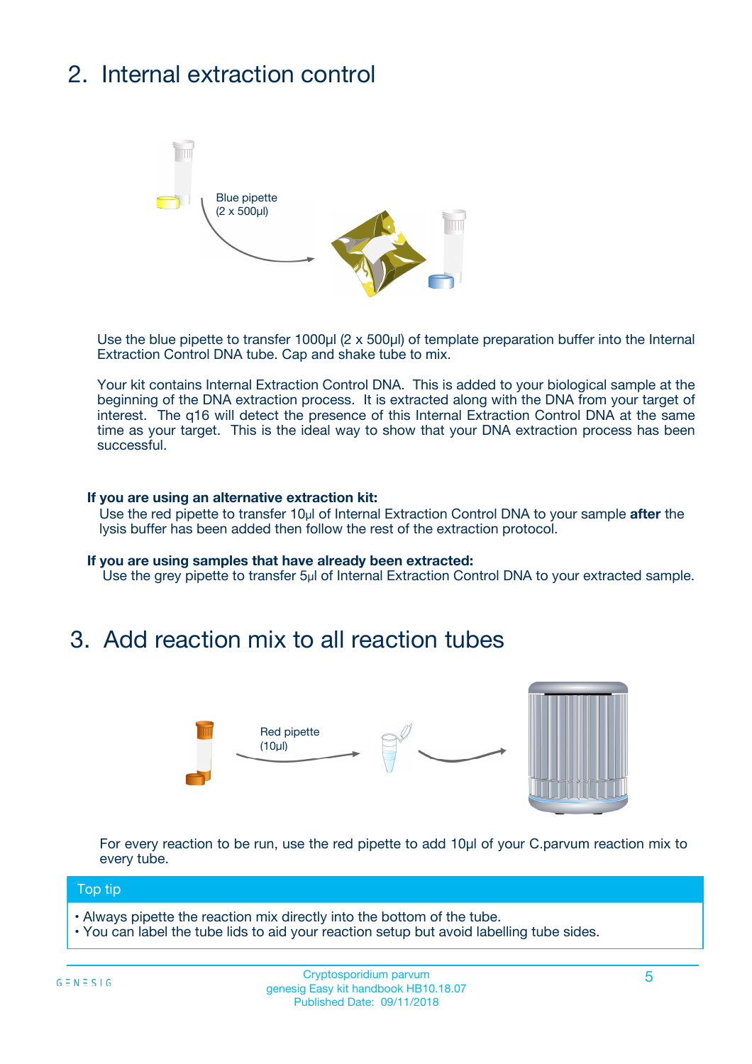## 2. Internal extraction control

Blue pipette
(2 x 500µl)

Use the blue pipette to transfer 1000µl (2 x 500µl) of template preparation buffer into the Internal Extraction Control DNA tube. Cap and shake tube to mix.

Your kit contains Internal Extraction Control DNA. This is added to your biological sample at the beginning of the DNA extraction process. It is extracted along with the DNA from your target of interest. The q16 will detect the presence of this Internal Extraction Control DNA at the same time as your target. This is the ideal way to show that your DNA extraction process has been successful.

**If you are using an alternative extraction kit:**
Use the red pipette to transfer 10µl of Internal Extraction Control DNA to your sample **after** the lysis buffer has been added then follow the rest of the extraction protocol.

**If you are using samples that have already been extracted:**
Use the grey pipette to transfer 5µl of Internal Extraction Control DNA to your extracted sample.

## 3. Add reaction mix to all reaction tubes

Red pipette
(10µl)

For every reaction to be run, use the red pipette to add 10µl of your C.parvum reaction mix to every tube.

**Top tip**

- Always pipette the reaction mix directly into the bottom of the tube.
- You can label the tube lids to aid your reaction setup but avoid labelling tube sides.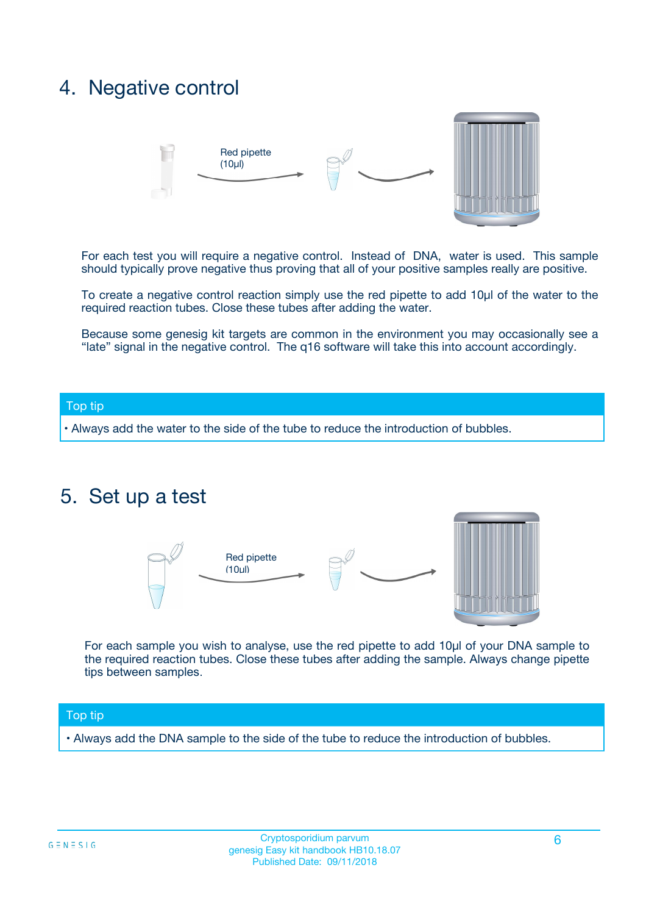## 4. Negative control

Red pipette (10µl)

For each test you will require a negative control. Instead of DNA, water is used. This sample should typically prove negative thus proving that all of your positive samples really are positive.

To create a negative control reaction simply use the red pipette to add 10µl of the water to the required reaction tubes. Close these tubes after adding the water.

Because some genesig kit targets are common in the environment you may occasionally see a "late" signal in the negative control. The q16 software will take this into account accordingly.

**Top tip**

- Always add the water to the side of the tube to reduce the introduction of bubbles.

## 5. Set up a test

Red pipette (10µl)

For each sample you wish to analyse, use the red pipette to add 10µl of your DNA sample to the required reaction tubes. Close these tubes after adding the sample. Always change pipette tips between samples.

**Top tip**

- Always add the DNA sample to the side of the tube to reduce the introduction of bubbles.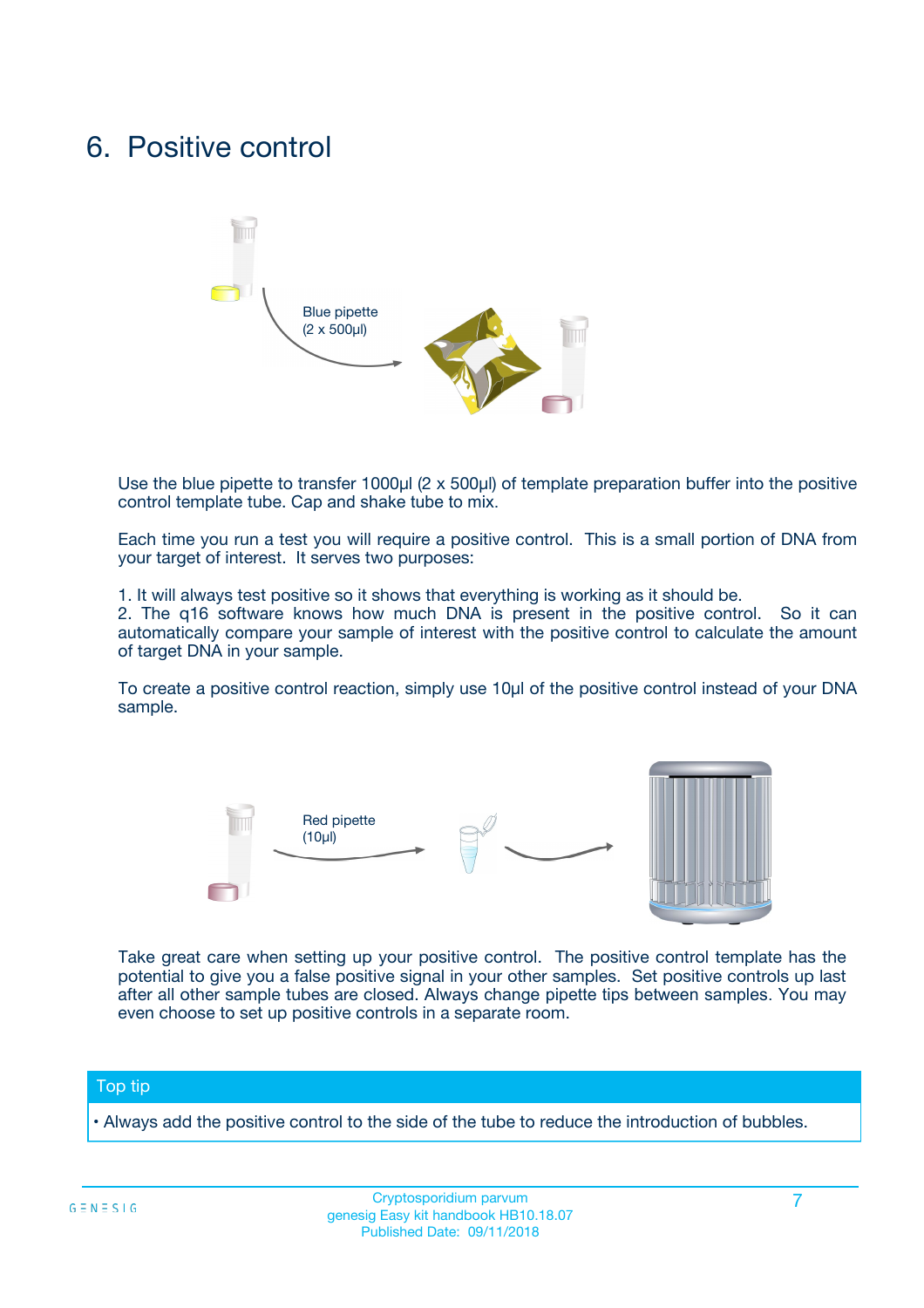# 6. Positive control

Blue pipette
(2 x 500µl)

Use the blue pipette to transfer 1000µl (2 x 500µl) of template preparation buffer into the positive control template tube. Cap and shake tube to mix.

Each time you run a test you will require a positive control. This is a small portion of DNA from your target of interest. It serves two purposes:

1. It will always test positive so it shows that everything is working as it should be.
2. The q16 software knows how much DNA is present in the positive control. So it can automatically compare your sample of interest with the positive control to calculate the amount of target DNA in your sample.

To create a positive control reaction, simply use 10µl of the positive control instead of your DNA sample.

Red pipette
(10µl)

Take great care when setting up your positive control. The positive control template has the potential to give you a false positive signal in your other samples. Set positive controls up last after all other sample tubes are closed. Always change pipette tips between samples. You may even choose to set up positive controls in a separate room.

**Top tip**

- Always add the positive control to the side of the tube to reduce the introduction of bubbles.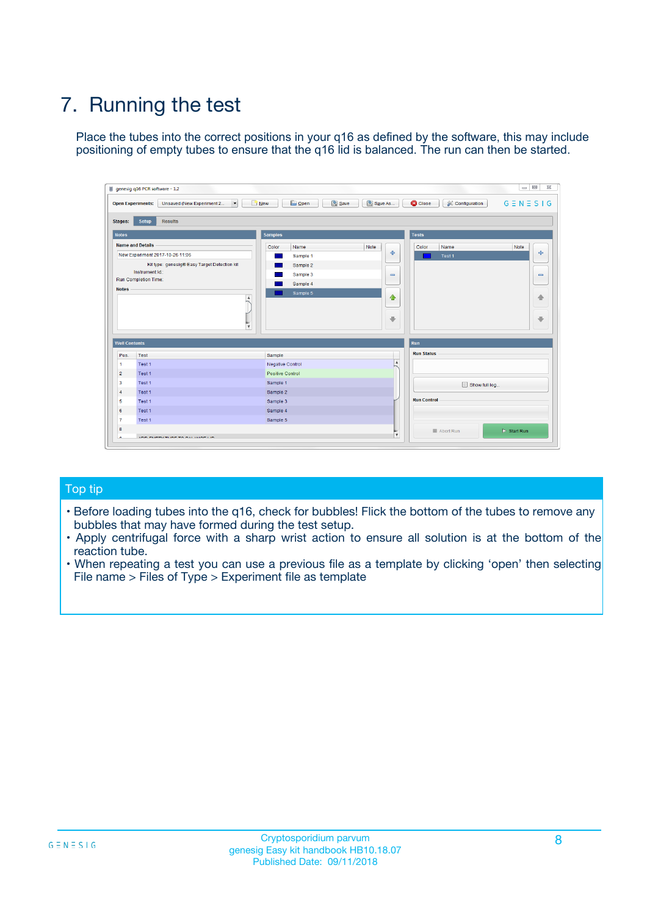# 7. Running the test

Place the tubes into the correct positions in your q16 as defined by the software, this may include positioning of empty tubes to ensure that the q16 lid is balanced. The run can then be started.

## Top tip

- Before loading tubes into the q16, check for bubbles! Flick the bottom of the tubes to remove any bubbles that may have formed during the test setup.
- Apply centrifugal force with a sharp wrist action to ensure all solution is at the bottom of the reaction tube.
- When repeating a test you can use a previous file as a template by clicking 'open' then selecting File name > Files of Type > Experiment file as template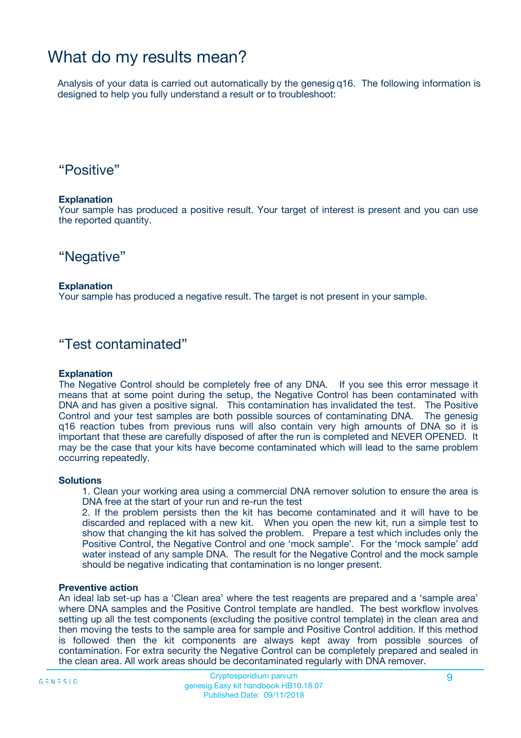# What do my results mean?

Analysis of your data is carried out automatically by the genesig q16. The following information is designed to help you fully understand a result or to troubleshoot:

## “Positive”

**Explanation**

Your sample has produced a positive result. Your target of interest is present and you can use the reported quantity.

## “Negative”

**Explanation**

Your sample has produced a negative result. The target is not present in your sample.

## “Test contaminated”

**Explanation**

The Negative Control should be completely free of any DNA. If you see this error message it means that at some point during the setup, the Negative Control has been contaminated with DNA and has given a positive signal. This contamination has invalidated the test. The Positive Control and your test samples are both possible sources of contaminating DNA. The genesig q16 reaction tubes from previous runs will also contain very high amounts of DNA so it is important that these are carefully disposed of after the run is completed and NEVER OPENED. It may be the case that your kits have become contaminated which will lead to the same problem occurring repeatedly.

**Solutions**

1. Clean your working area using a commercial DNA remover solution to ensure the area is DNA free at the start of your run and re-run the test
2. If the problem persists then the kit has become contaminated and it will have to be discarded and replaced with a new kit. When you open the new kit, run a simple test to show that changing the kit has solved the problem. Prepare a test which includes only the Positive Control, the Negative Control and one ‘mock sample’. For the ‘mock sample’ add water instead of any sample DNA. The result for the Negative Control and the mock sample should be negative indicating that contamination is no longer present.

**Preventive action**

An ideal lab set-up has a ‘Clean area’ where the test reagents are prepared and a ‘sample area’ where DNA samples and the Positive Control template are handled. The best workflow involves setting up all the test components (excluding the positive control template) in the clean area and then moving the tests to the sample area for sample and Positive Control addition. If this method is followed then the kit components are always kept away from possible sources of contamination. For extra security the Negative Control can be completely prepared and sealed in the clean area. All work areas should be decontaminated regularly with DNA remover.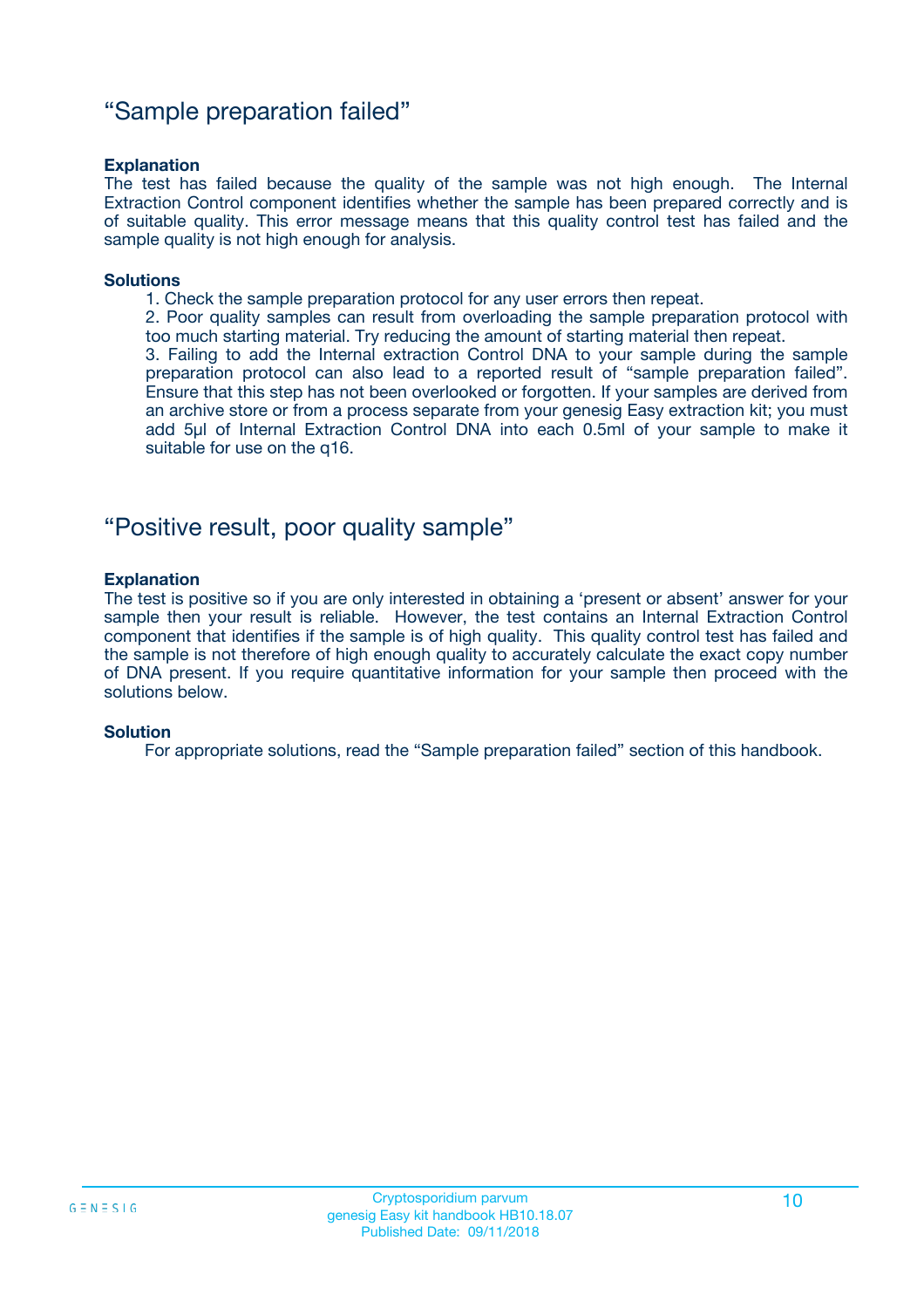## “Sample preparation failed”

#### Explanation

The test has failed because the quality of the sample was not high enough. The Internal Extraction Control component identifies whether the sample has been prepared correctly and is of suitable quality. This error message means that this quality control test has failed and the sample quality is not high enough for analysis.

#### Solutions

1. Check the sample preparation protocol for any user errors then repeat.
2. Poor quality samples can result from overloading the sample preparation protocol with too much starting material. Try reducing the amount of starting material then repeat.
3. Failing to add the Internal extraction Control DNA to your sample during the sample preparation protocol can also lead to a reported result of “sample preparation failed”. Ensure that this step has not been overlooked or forgotten. If your samples are derived from an archive store or from a process separate from your genesig Easy extraction kit; you must add 5µl of Internal Extraction Control DNA into each 0.5ml of your sample to make it suitable for use on the q16.

## “Positive result, poor quality sample”

#### Explanation

The test is positive so if you are only interested in obtaining a ‘present or absent’ answer for your sample then your result is reliable. However, the test contains an Internal Extraction Control component that identifies if the sample is of high quality. This quality control test has failed and the sample is not therefore of high enough quality to accurately calculate the exact copy number of DNA present. If you require quantitative information for your sample then proceed with the solutions below.

#### Solution

For appropriate solutions, read the “Sample preparation failed” section of this handbook.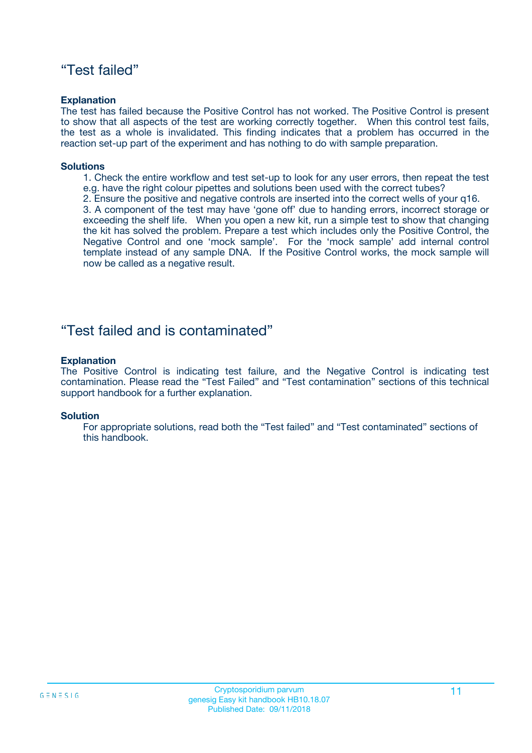## “Test failed”

**Explanation**

The test has failed because the Positive Control has not worked. The Positive Control is present to show that all aspects of the test are working correctly together. When this control test fails, the test as a whole is invalidated. This finding indicates that a problem has occurred in the reaction set-up part of the experiment and has nothing to do with sample preparation.

**Solutions**

1. Check the entire workflow and test set-up to look for any user errors, then repeat the test e.g. have the right colour pipettes and solutions been used with the correct tubes?
2. Ensure the positive and negative controls are inserted into the correct wells of your q16.
3. A component of the test may have ‘gone off’ due to handing errors, incorrect storage or exceeding the shelf life. When you open a new kit, run a simple test to show that changing the kit has solved the problem. Prepare a test which includes only the Positive Control, the Negative Control and one ‘mock sample’. For the ‘mock sample’ add internal control template instead of any sample DNA. If the Positive Control works, the mock sample will now be called as a negative result.

## “Test failed and is contaminated”

**Explanation**

The Positive Control is indicating test failure, and the Negative Control is indicating test contamination. Please read the “Test Failed” and “Test contamination” sections of this technical support handbook for a further explanation.

**Solution**

For appropriate solutions, read both the “Test failed” and “Test contaminated” sections of this handbook.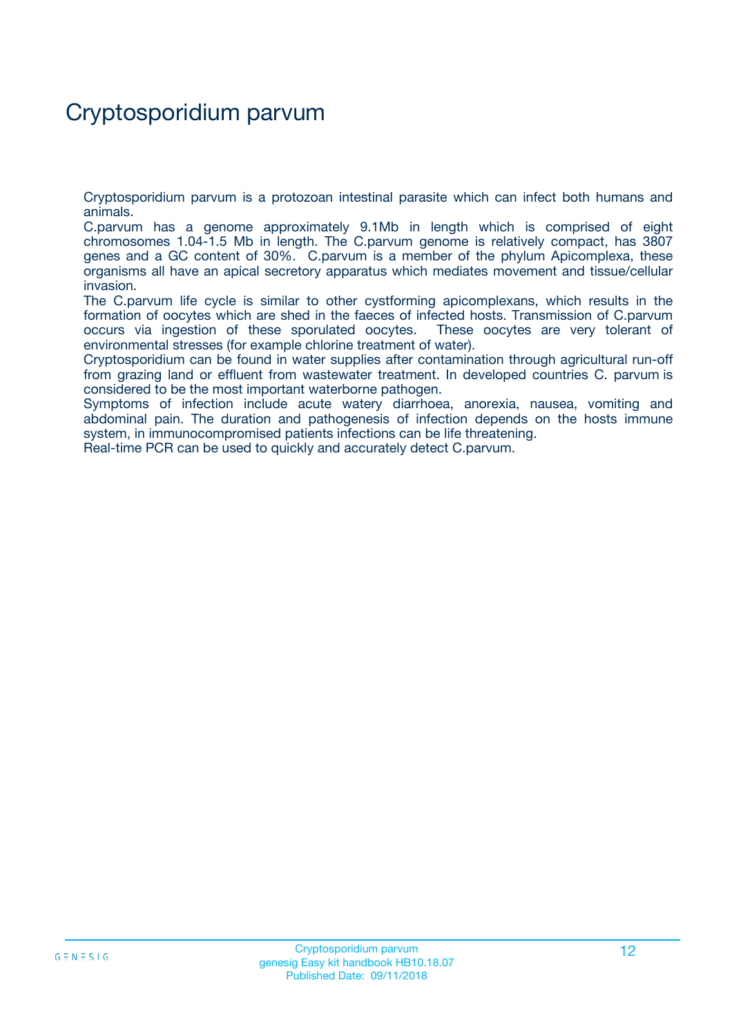# Cryptosporidium parvum

Cryptosporidium parvum is a protozoan intestinal parasite which can infect both humans and animals.
C.parvum has a genome approximately 9.1Mb in length which is comprised of eight chromosomes 1.04-1.5 Mb in length. The C.parvum genome is relatively compact, has 3807 genes and a GC content of 30%. C.parvum is a member of the phylum Apicomplexa, these organisms all have an apical secretory apparatus which mediates movement and tissue/cellular invasion.
The C.parvum life cycle is similar to other cystforming apicomplexans, which results in the formation of oocytes which are shed in the faeces of infected hosts. Transmission of C.parvum occurs via ingestion of these sporulated oocytes. These oocytes are very tolerant of environmental stresses (for example chlorine treatment of water).
Cryptosporidium can be found in water supplies after contamination through agricultural run-off from grazing land or effluent from wastewater treatment. In developed countries C. parvum is considered to be the most important waterborne pathogen.
Symptoms of infection include acute watery diarrhoea, anorexia, nausea, vomiting and abdominal pain. The duration and pathogenesis of infection depends on the hosts immune system, in immunocompromised patients infections can be life threatening.
Real-time PCR can be used to quickly and accurately detect C.parvum.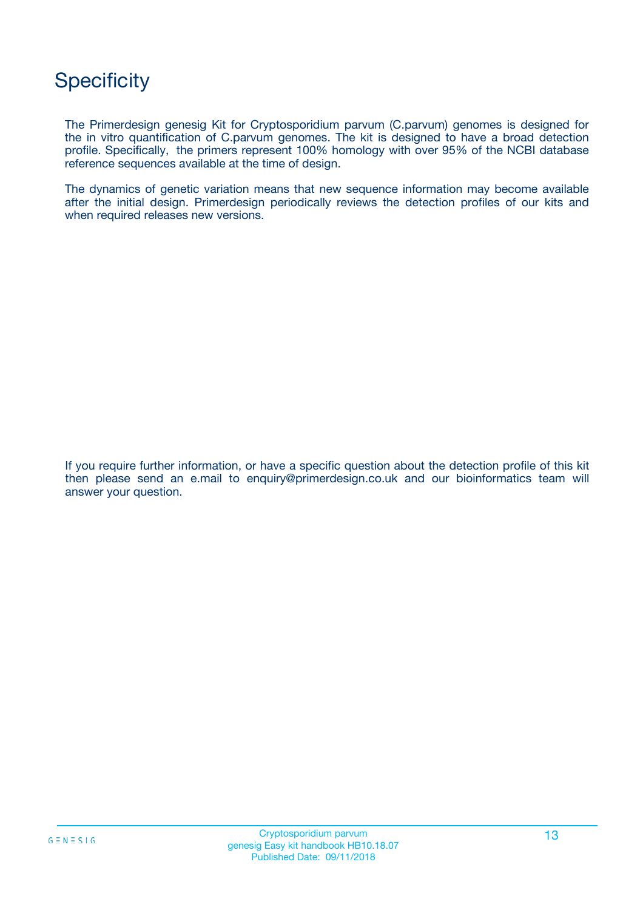# Specificity

The Primerdesign genesig Kit for Cryptosporidium parvum (C.parvum) genomes is designed for the in vitro quantification of C.parvum genomes. The kit is designed to have a broad detection profile. Specifically, the primers represent 100% homology with over 95% of the NCBI database reference sequences available at the time of design.

The dynamics of genetic variation means that new sequence information may become available after the initial design. Primerdesign periodically reviews the detection profiles of our kits and when required releases new versions.

If you require further information, or have a specific question about the detection profile of this kit then please send an e.mail to enquiry@primerdesign.co.uk and our bioinformatics team will answer your question.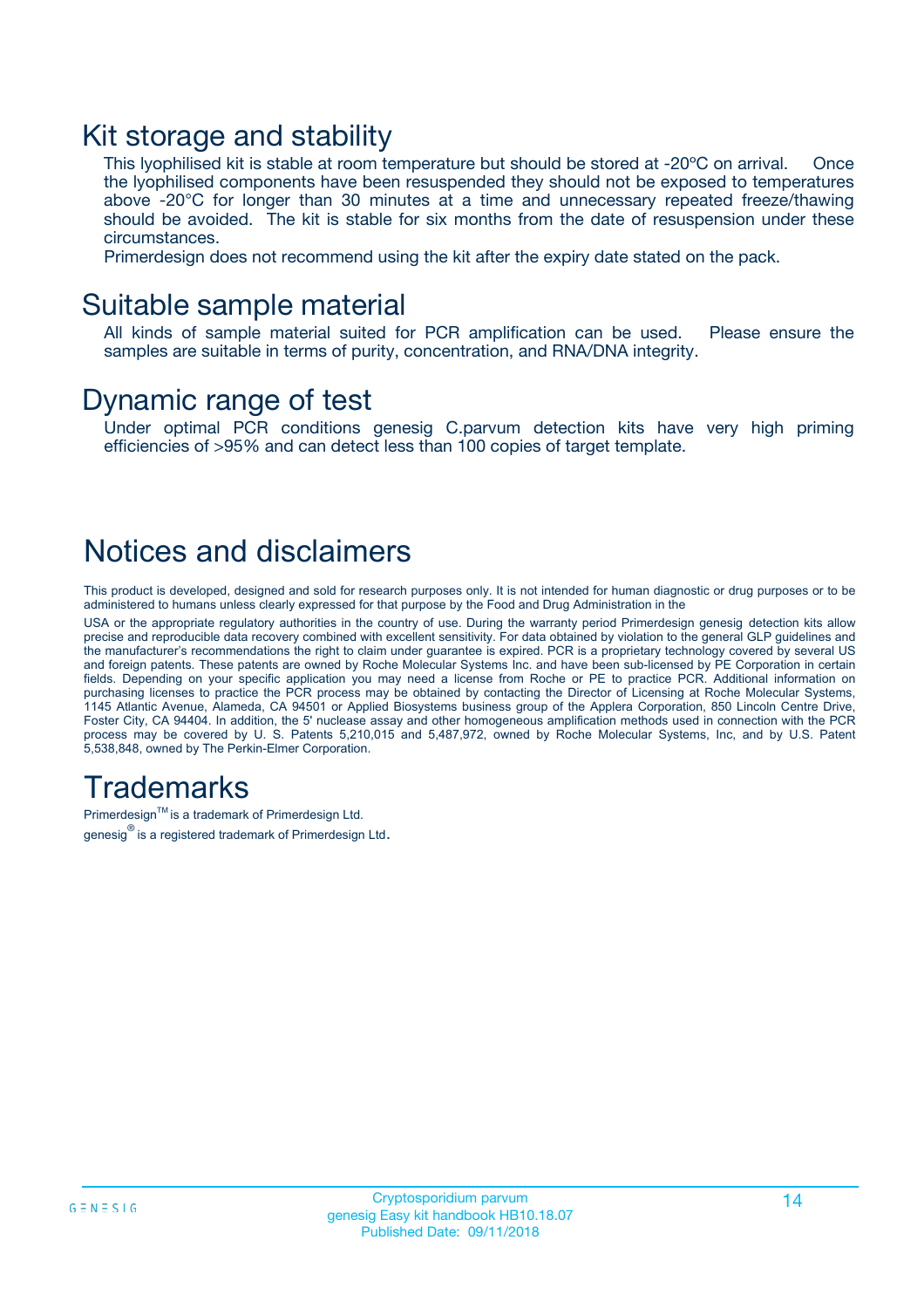## Kit storage and stability

This lyophilised kit is stable at room temperature but should be stored at -20ºC on arrival. Once the lyophilised components have been resuspended they should not be exposed to temperatures above -20°C for longer than 30 minutes at a time and unnecessary repeated freeze/thawing should be avoided. The kit is stable for six months from the date of resuspension under these circumstances.

Primerdesign does not recommend using the kit after the expiry date stated on the pack.

## Suitable sample material

All kinds of sample material suited for PCR amplification can be used. Please ensure the samples are suitable in terms of purity, concentration, and RNA/DNA integrity.

## Dynamic range of test

Under optimal PCR conditions genesig C.parvum detection kits have very high priming efficiencies of >95% and can detect less than 100 copies of target template.

# Notices and disclaimers

This product is developed, designed and sold for research purposes only. It is not intended for human diagnostic or drug purposes or to be administered to humans unless clearly expressed for that purpose by the Food and Drug Administration in the

USA or the appropriate regulatory authorities in the country of use. During the warranty period Primerdesign genesig detection kits allow precise and reproducible data recovery combined with excellent sensitivity. For data obtained by violation to the general GLP guidelines and the manufacturer's recommendations the right to claim under guarantee is expired. PCR is a proprietary technology covered by several US and foreign patents. These patents are owned by Roche Molecular Systems Inc. and have been sub-licensed by PE Corporation in certain fields. Depending on your specific application you may need a license from Roche or PE to practice PCR. Additional information on purchasing licenses to practice the PCR process may be obtained by contacting the Director of Licensing at Roche Molecular Systems, 1145 Atlantic Avenue, Alameda, CA 94501 or Applied Biosystems business group of the Applera Corporation, 850 Lincoln Centre Drive, Foster City, CA 94404. In addition, the 5' nuclease assay and other homogeneous amplification methods used in connection with the PCR process may be covered by U. S. Patents 5,210,015 and 5,487,972, owned by Roche Molecular Systems, Inc, and by U.S. Patent 5,538,848, owned by The Perkin-Elmer Corporation.

# Trademarks

Primerdesign™ is a trademark of Primerdesign Ltd.

genesig® is a registered trademark of Primerdesign Ltd.